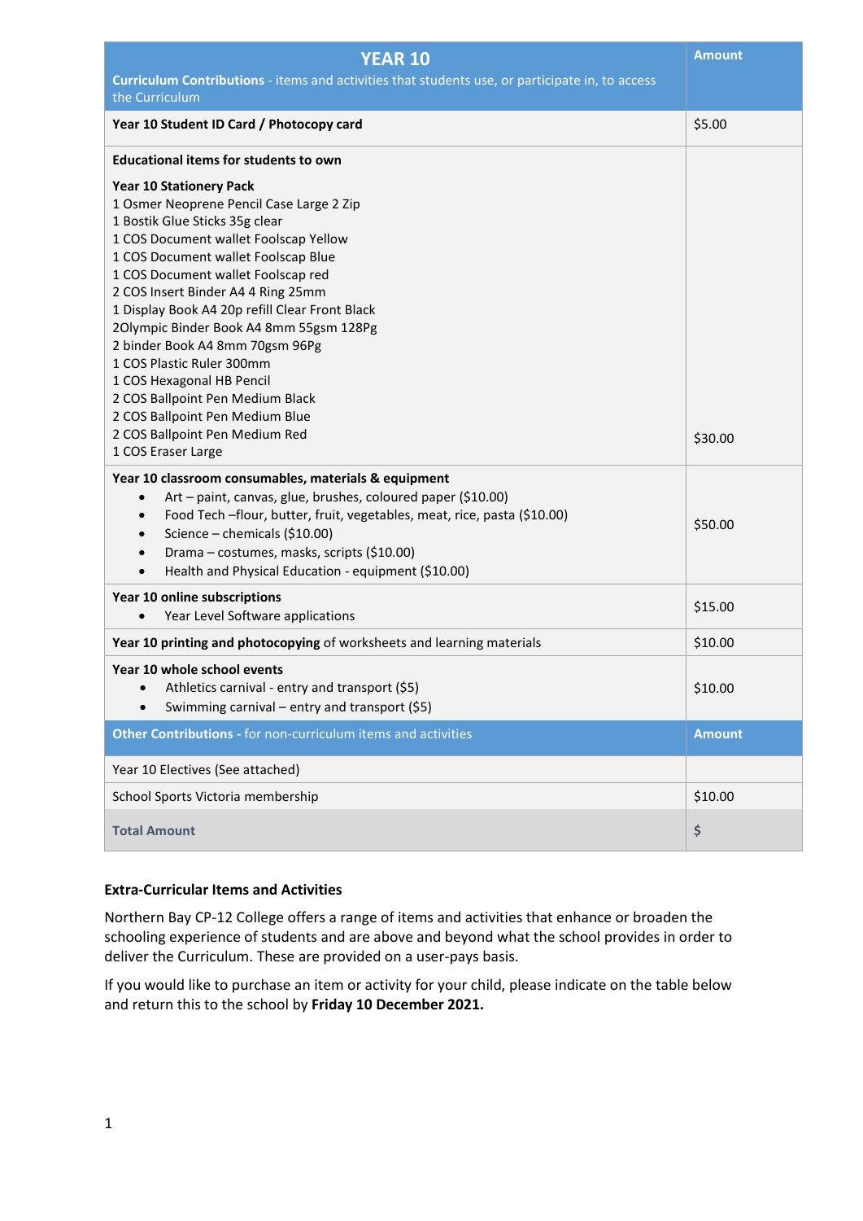| **YEAR 10**<br>**Curriculum Contributions** - items and activities that students use, or participate in, to access the Curriculum | **Amount** |
|---|---|
| **Year 10 Student ID Card / Photocopy card** | $5.00 |
| **Educational items for students to own**<br><br>**Year 10 Stationery Pack**<br>1 Osmer Neoprene Pencil Case Large 2 Zip<br>1 Bostik Glue Sticks 35g clear<br>1 COS Document wallet Foolscap Yellow<br>1 COS Document wallet Foolscap Blue<br>1 COS Document wallet Foolscap red<br>2 COS Insert Binder A4 4 Ring 25mm<br>1 Display Book A4 20p refill Clear Front Black<br>2Olympic Binder Book A4 8mm 55gsm 128Pg<br>2 binder Book A4 8mm 70gsm 96Pg<br>1 COS Plastic Ruler 300mm<br>1 COS Hexagonal HB Pencil<br>2 COS Ballpoint Pen Medium Black<br>2 COS Ballpoint Pen Medium Blue<br>2 COS Ballpoint Pen Medium Red<br>1 COS Eraser Large | $30.00 |
| **Year 10 classroom consumables, materials & equipment**<br>• Art – paint, canvas, glue, brushes, coloured paper ($10.00)<br>• Food Tech –flour, butter, fruit, vegetables, meat, rice, pasta ($10.00)<br>• Science – chemicals ($10.00)<br>• Drama – costumes, masks, scripts ($10.00)<br>• Health and Physical Education - equipment ($10.00) | $50.00 |
| **Year 10 online subscriptions**<br>• Year Level Software applications | $15.00 |
| **Year 10 printing and photocopying** of worksheets and learning materials | $10.00 |
| **Year 10 whole school events**<br>• Athletics carnival - entry and transport ($5)<br>• Swimming carnival – entry and transport ($5) | $10.00 |
| **Other Contributions** - for non-curriculum items and activities | **Amount** |
| Year 10 Electives (See attached) | |
| School Sports Victoria membership | $10.00 |
| **Total Amount** | **$** |

**Extra-Curricular Items and Activities**

Northern Bay CP-12 College offers a range of items and activities that enhance or broaden the schooling experience of students and are above and beyond what the school provides in order to deliver the Curriculum. These are provided on a user-pays basis.

If you would like to purchase an item or activity for your child, please indicate on the table below and return this to the school by **Friday 10 December 2021.**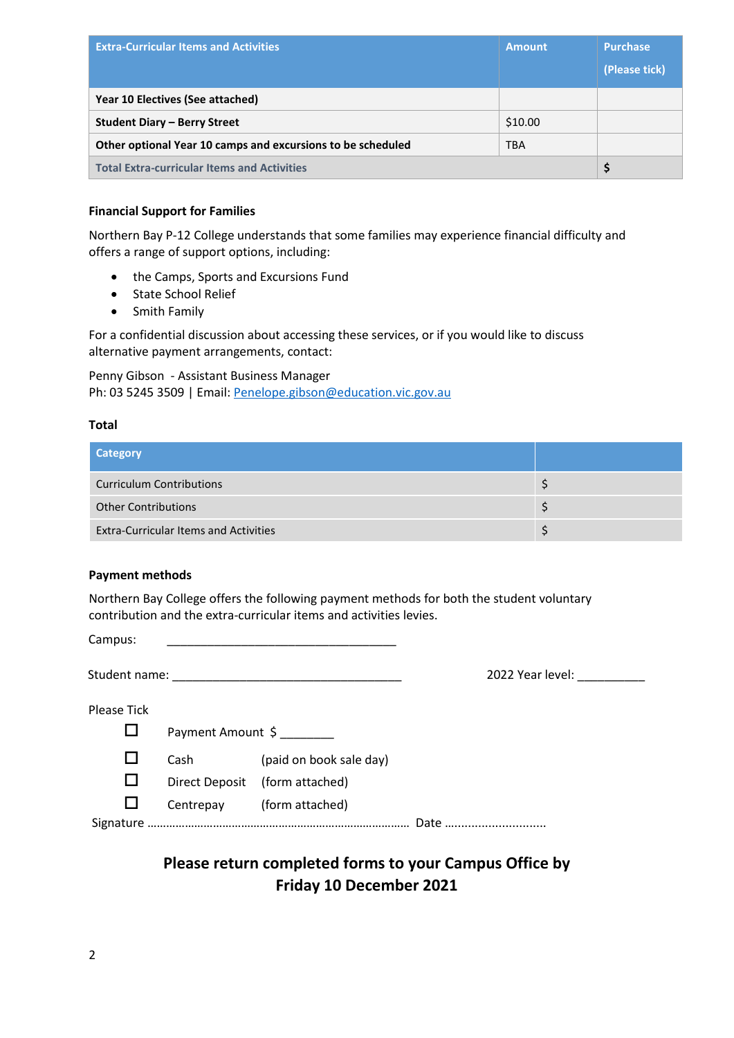| Extra-Curricular Items and Activities | Amount | Purchase (Please tick) |
|---|---|---|
| **Year 10 Electives (See attached)** | | |
| **Student Diary – Berry Street** | $10.00 | |
| **Other optional Year 10 camps and excursions to be scheduled** | TBA | |
| **Total Extra-curricular Items and Activities** | | **$** |

**Financial Support for Families**

Northern Bay P-12 College understands that some families may experience financial difficulty and offers a range of support options, including:

- the Camps, Sports and Excursions Fund
- State School Relief
- Smith Family

For a confidential discussion about accessing these services, or if you would like to discuss alternative payment arrangements, contact:

Penny Gibson - Assistant Business Manager
Ph: 03 5245 3509 | Email: Penelope.gibson@education.vic.gov.au

**Total**

| Category | |
|---|---|
| Curriculum Contributions | $ |
| Other Contributions | $ |
| Extra-Curricular Items and Activities | $ |

**Payment methods**

Northern Bay College offers the following payment methods for both the student voluntary contribution and the extra-curricular items and activities levies.

Campus: ____________________________________

Student name: ____________________________________ 2022 Year level: __________

Please Tick

☐ Payment Amount $ ________

☐ Cash (paid on book sale day)

☐ Direct Deposit (form attached)

☐ Centrepay (form attached)

Signature ………………………………………………………………………… Date ..............................

**Please return completed forms to your Campus Office by Friday 10 December 2021**